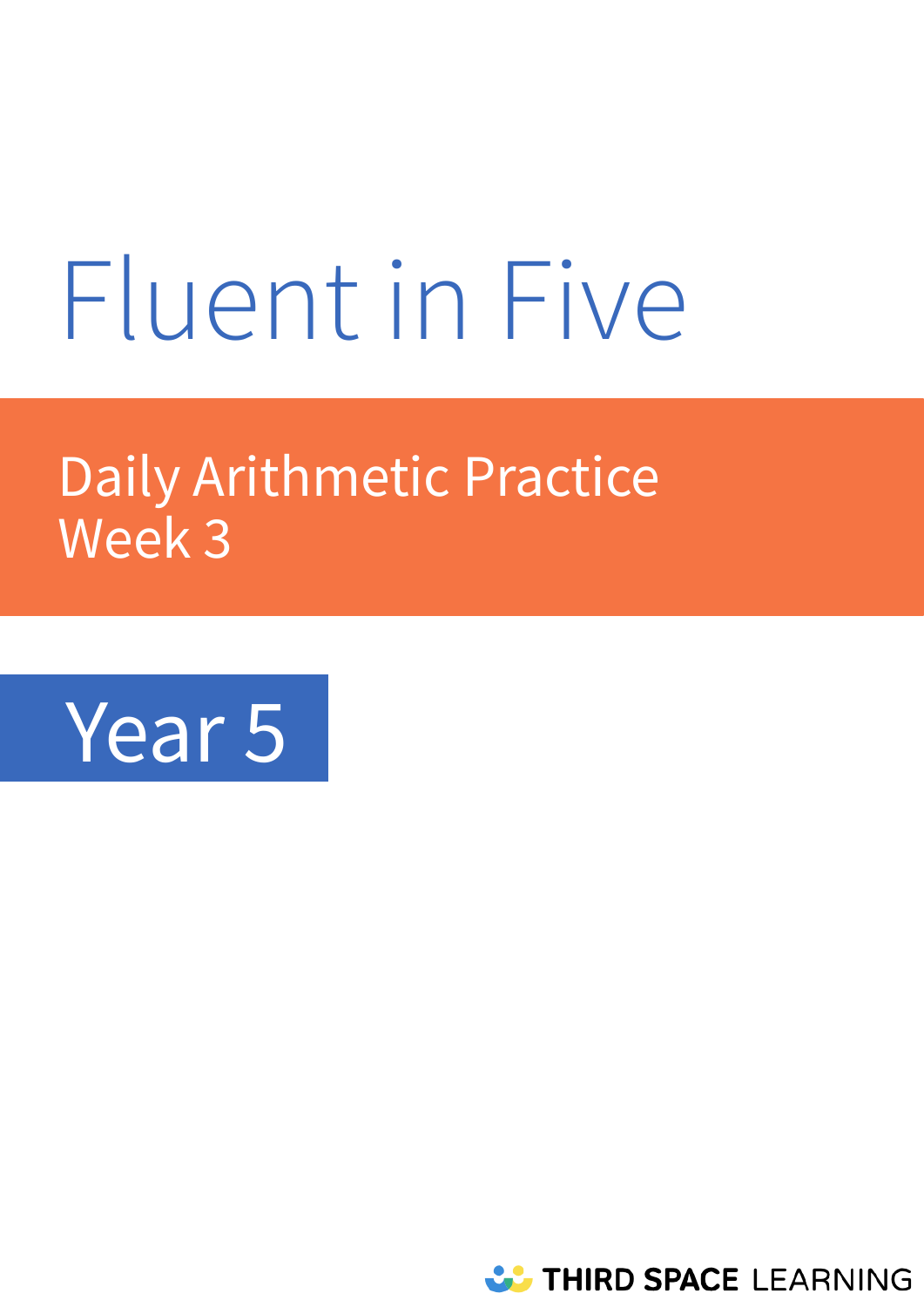# Fluent in Five

## Daily Arithmetic Practice
## Week 3

## Year 5

THIRD SPACE LEARNING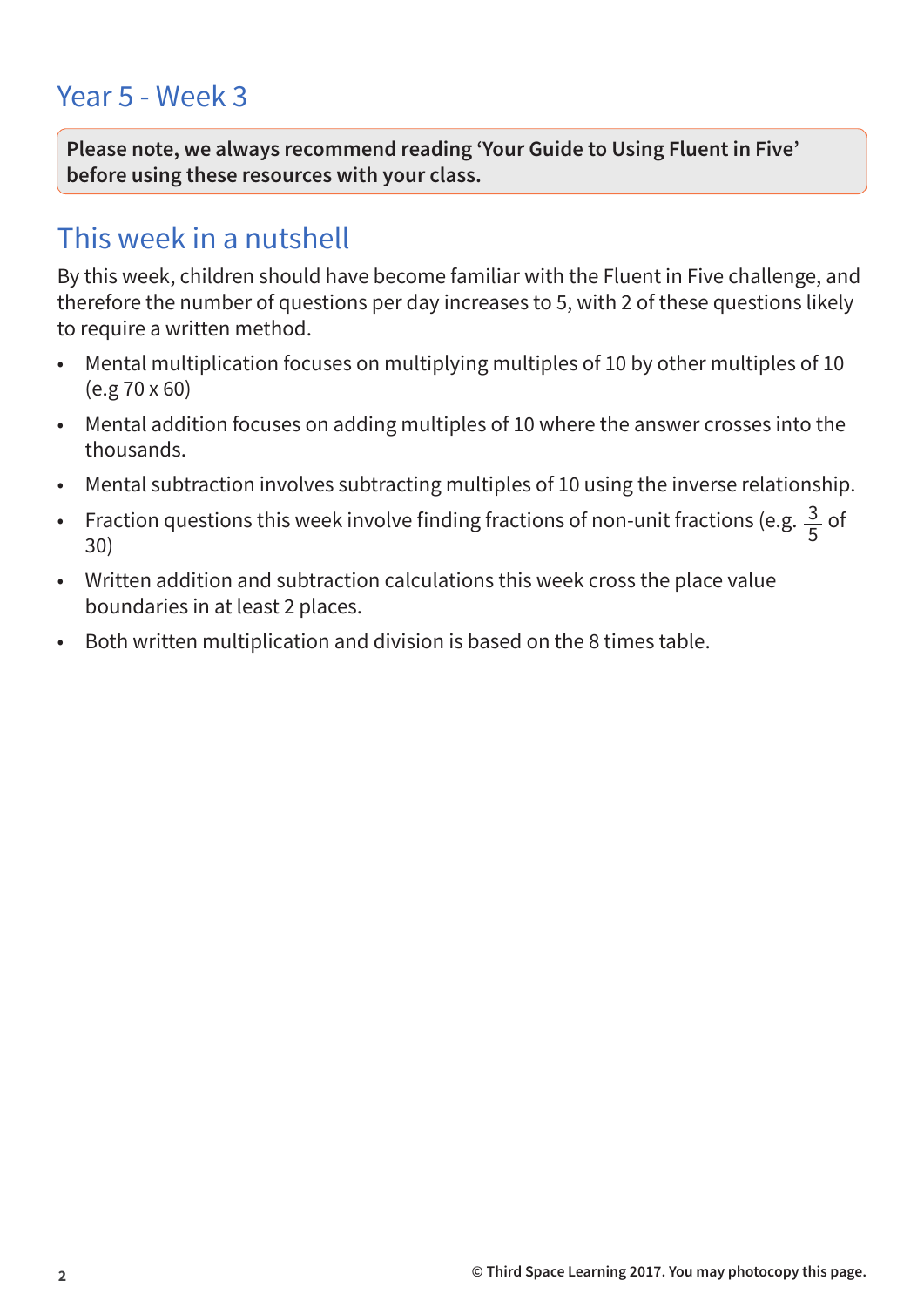## Year 5 - Week 3

**Please note, we always recommend reading 'Your Guide to Using Fluent in Five' before using these resources with your class.**

## This week in a nutshell

By this week, children should have become familiar with the Fluent in Five challenge, and therefore the number of questions per day increases to 5, with 2 of these questions likely to require a written method.

- Mental multiplication focuses on multiplying multiples of 10 by other multiples of 10 (e.g 70 x 60)
- Mental addition focuses on adding multiples of 10 where the answer crosses into the thousands.
- Mental subtraction involves subtracting multiples of 10 using the inverse relationship.
- Fraction questions this week involve finding fractions of non-unit fractions (e.g. $\frac{3}{5}$ of 30)
- Written addition and subtraction calculations this week cross the place value boundaries in at least 2 places.
- Both written multiplication and division is based on the 8 times table.

© Third Space Learning 2017. You may photocopy this page.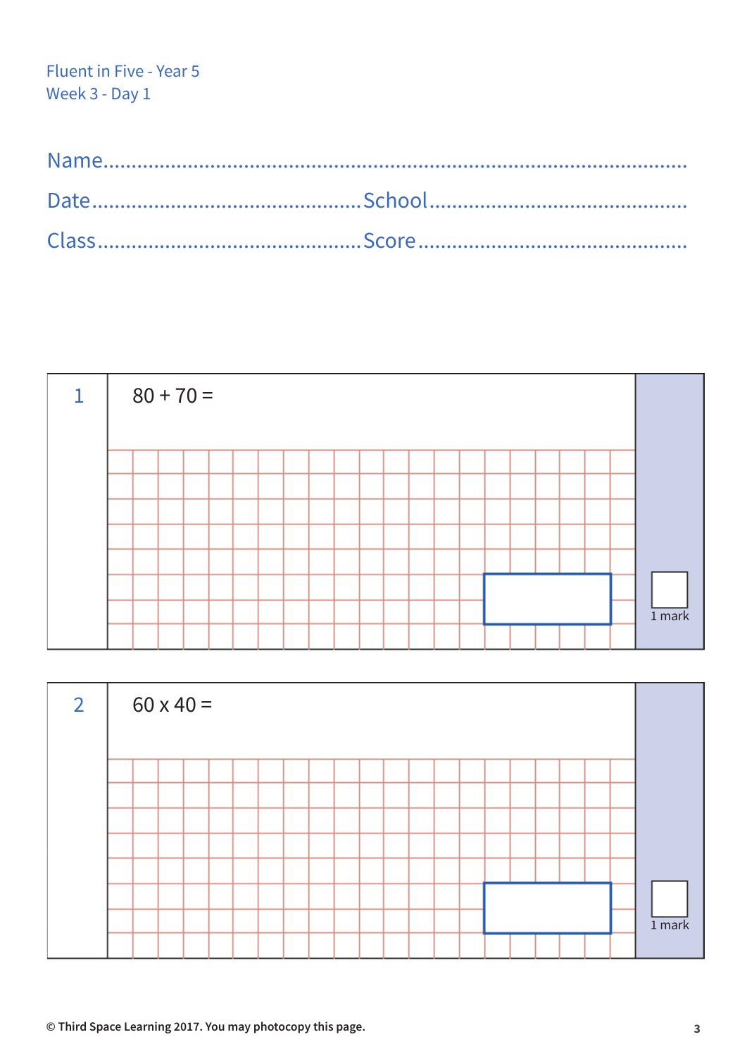Fluent in Five - Year 5
Week 3 - Day 1

Name..........................................................................................

Date............................................School............................................

Class............................................Score..............................................

**1** $80 + 70 =$

1 mark

**2** $60 \times 40 =$

1 mark

© Third Space Learning 2017. You may photocopy this page.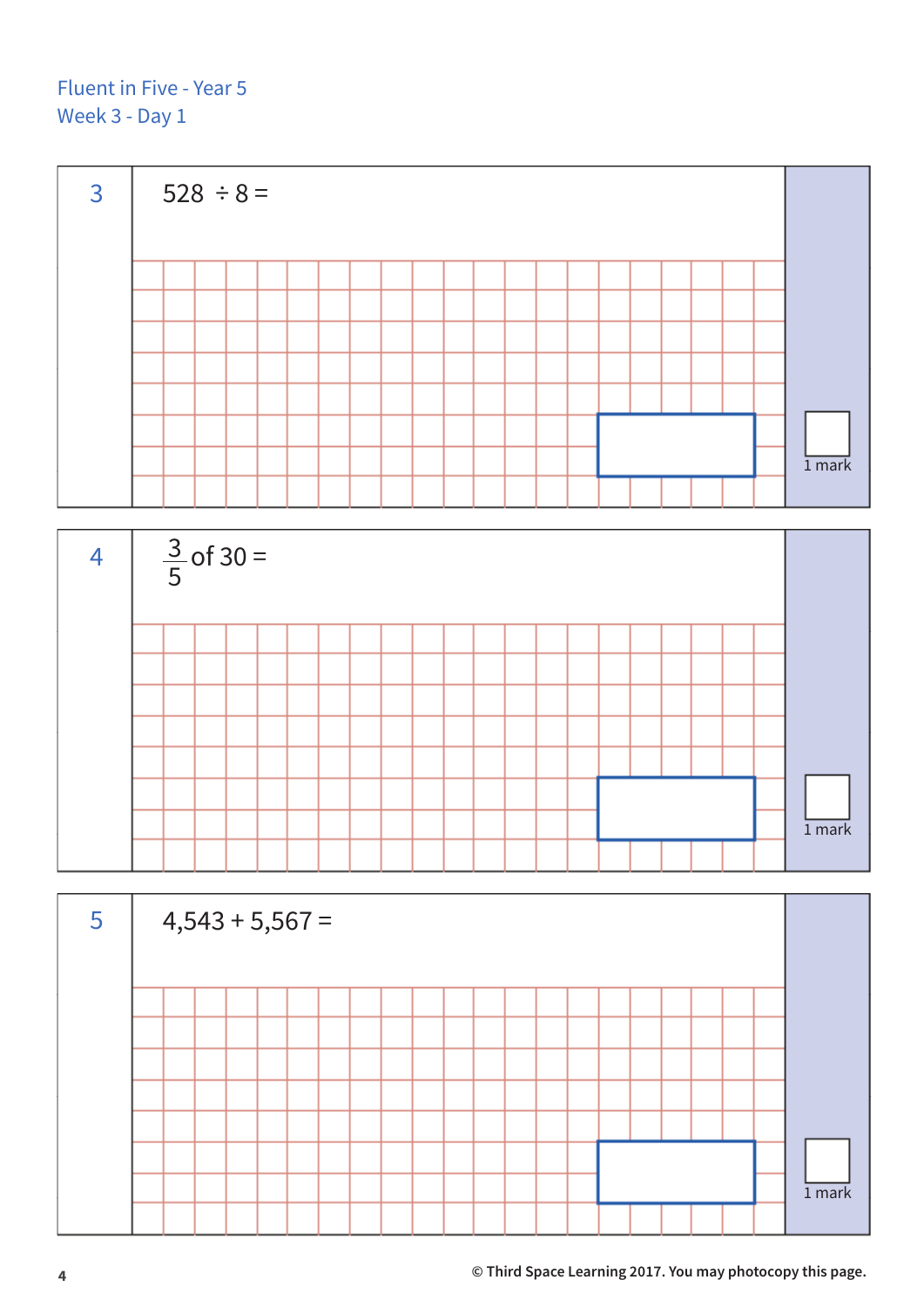Fluent in Five - Year 5
Week 3 - Day 1

**3**

$528 \div 8 =$

1 mark

**4**

$\frac{3}{5}$ of $30 =$

1 mark

**5**

$4,543 + 5,567 =$

1 mark

© Third Space Learning 2017. You may photocopy this page.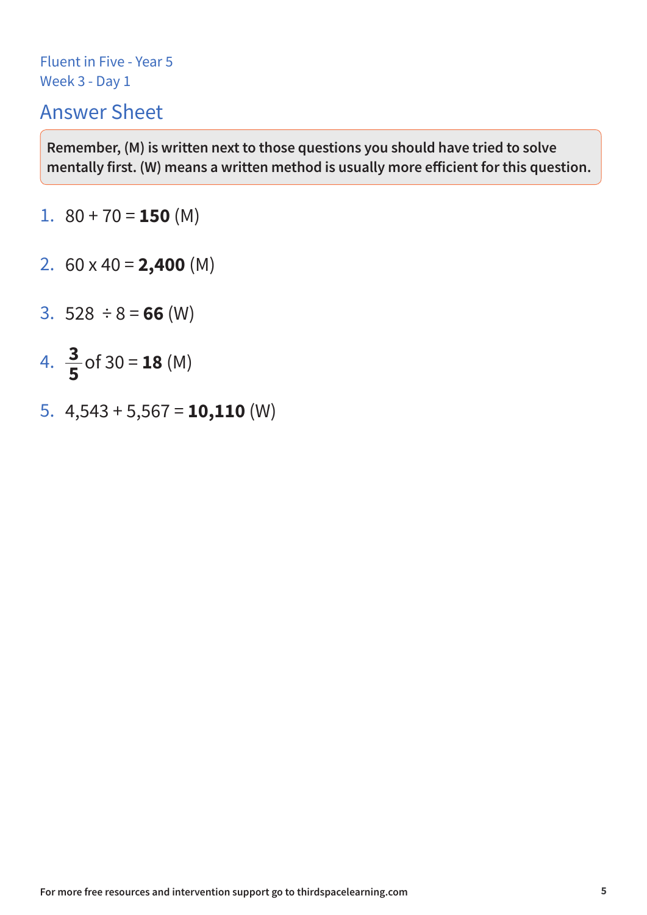Fluent in Five - Year 5
Week 3 - Day 1

## Answer Sheet

**Remember, (M) is written next to those questions you should have tried to solve mentally first. (W) means a written method is usually more efficient for this question.**

1. 80 + 70 = **150** (M)
2. 60 x 40 = **2,400** (M)
3. 528 ÷ 8 = **66** (W)
4. $\frac{3}{5}$ of 30 = **18** (M)
5. 4,543 + 5,567 = **10,110** (W)

For more free resources and intervention support go to thirdspacelearning.com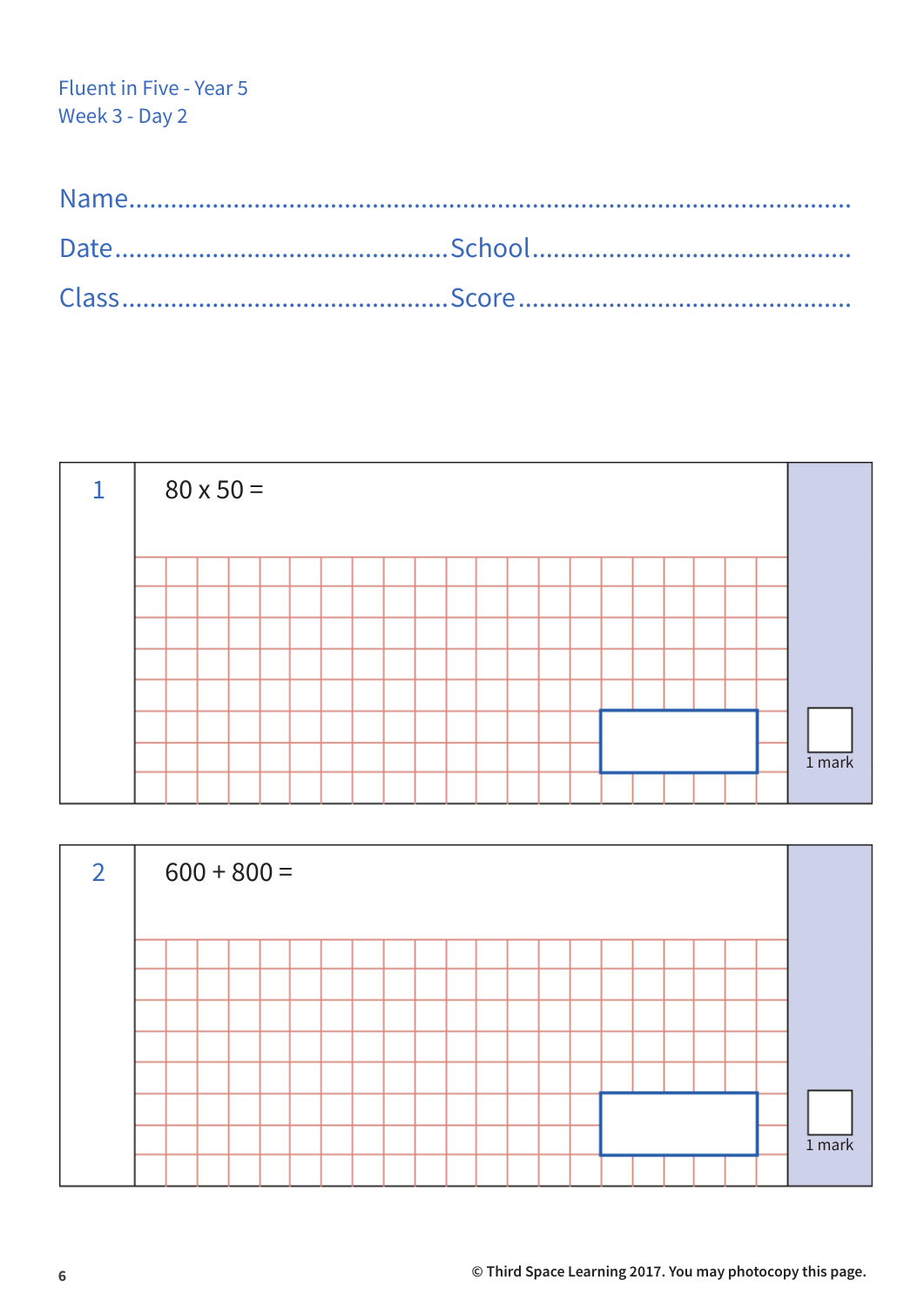Fluent in Five - Year 5
Week 3 - Day 2

Name..........................................................................................

Date.......................................... School..........................................

Class.......................................... Score..........................................

**1** $80 \times 50 =$

1 mark

**2** $600 + 800 =$

1 mark

© Third Space Learning 2017. You may photocopy this page.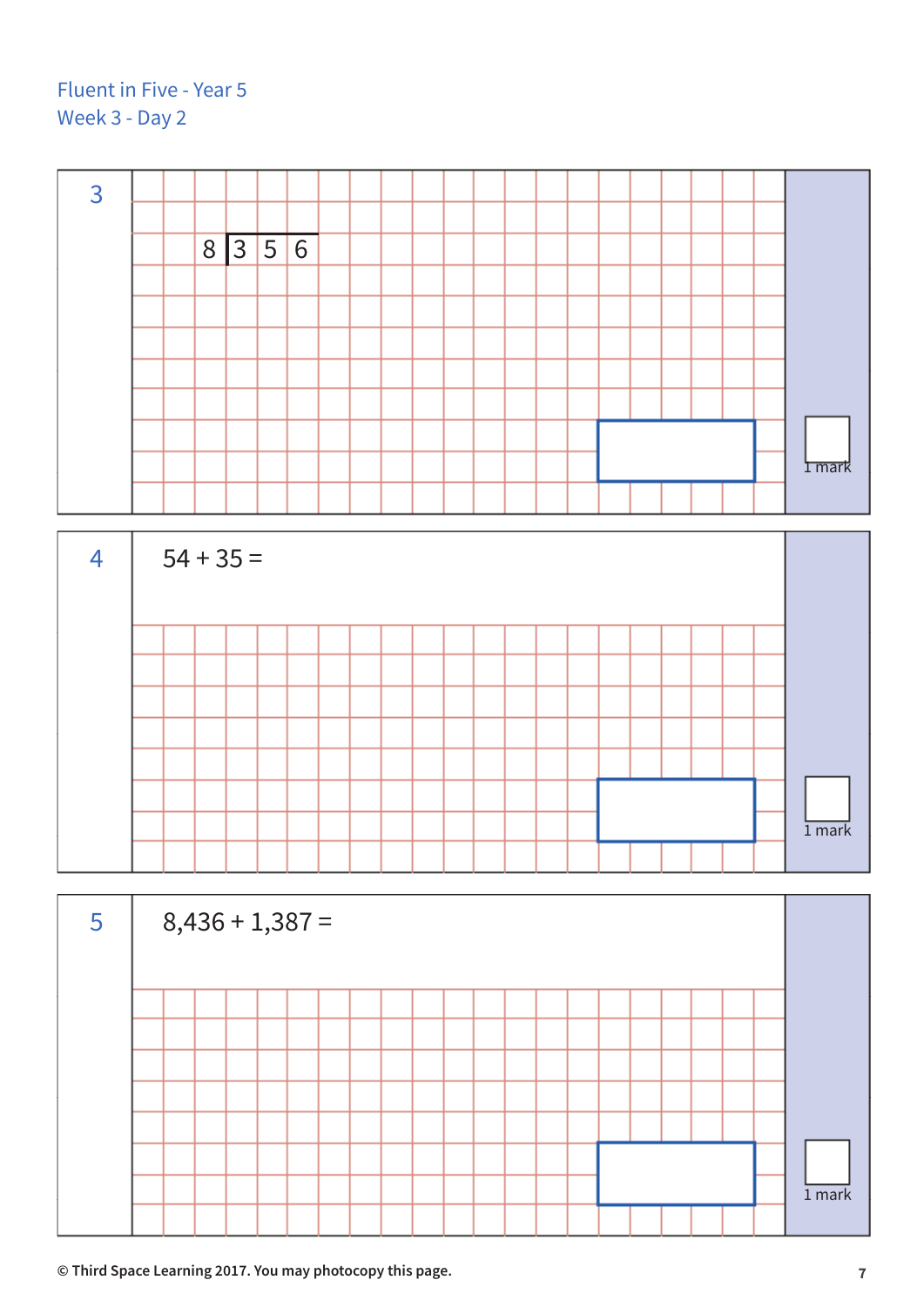Fluent in Five - Year 5
Week 3 - Day 2

**3**

$8 \overline{)356}$

1 mark

**4**

54 + 35 =

1 mark

**5**

8,436 + 1,387 =

1 mark

© Third Space Learning 2017. You may photocopy this page.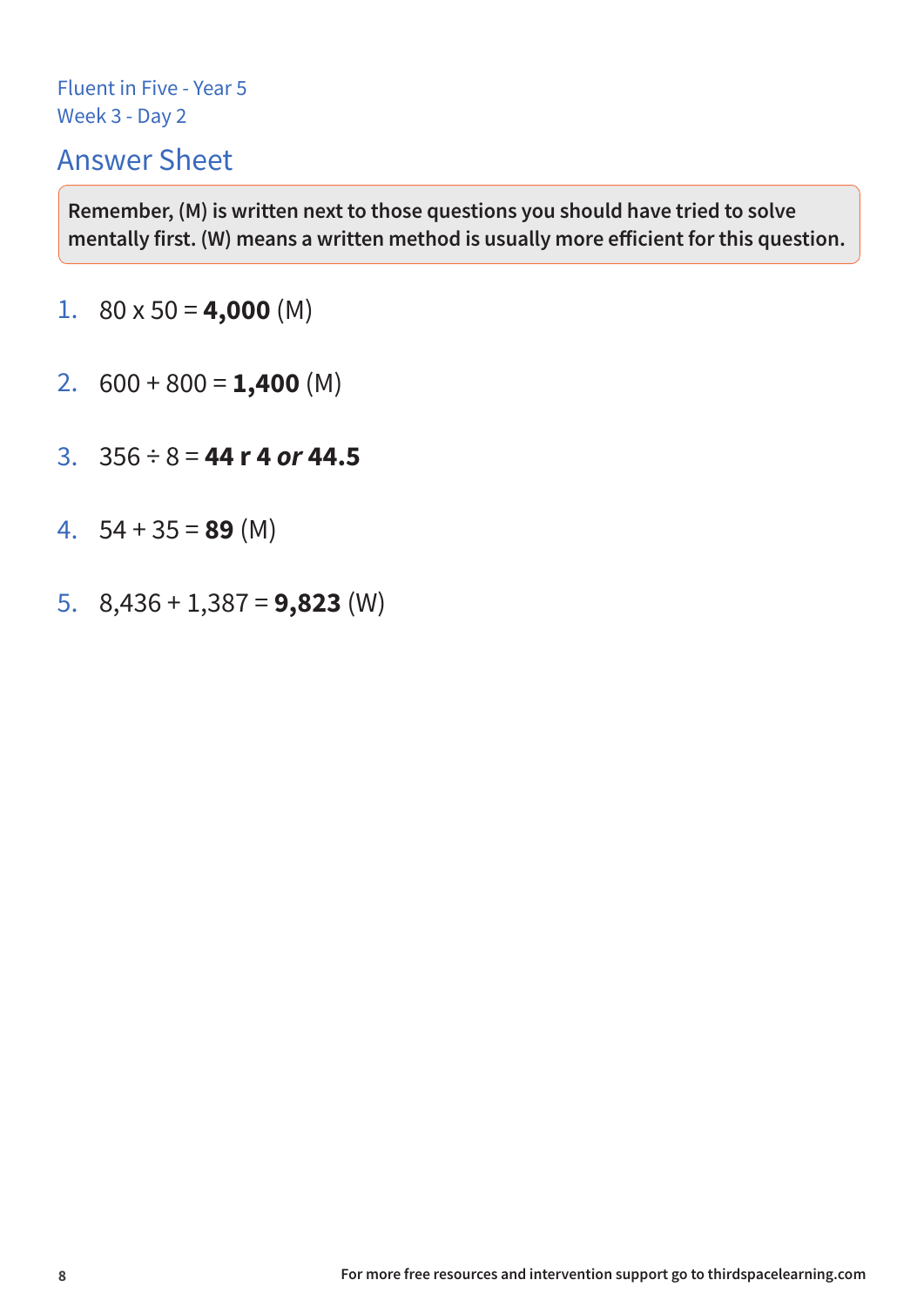Fluent in Five - Year 5
Week 3 - Day 2

## Answer Sheet

**Remember, (M) is written next to those questions you should have tried to solve mentally first. (W) means a written method is usually more efficient for this question.**

1. 80 x 50 = **4,000** (M)

2. 600 + 800 = **1,400** (M)

3. 356 ÷ 8 = **44 r 4 *or* 44.5**

4. 54 + 35 = **89** (M)

5. 8,436 + 1,387 = **9,823** (W)

For more free resources and intervention support go to thirdspacelearning.com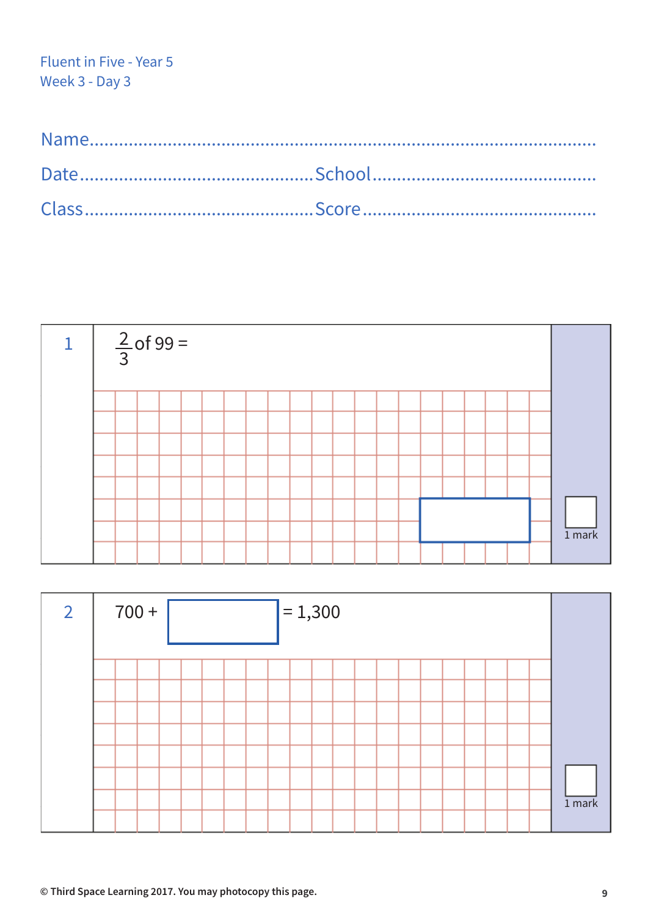Fluent in Five - Year 5
Week 3 - Day 3

Name..........................................................................................

Date..........................................School..........................................

Class..........................................Score..........................................

**1**

$\frac{2}{3}$ of 99 =

1 mark

**2**

700 + ☐ = 1,300

1 mark

© Third Space Learning 2017. You may photocopy this page.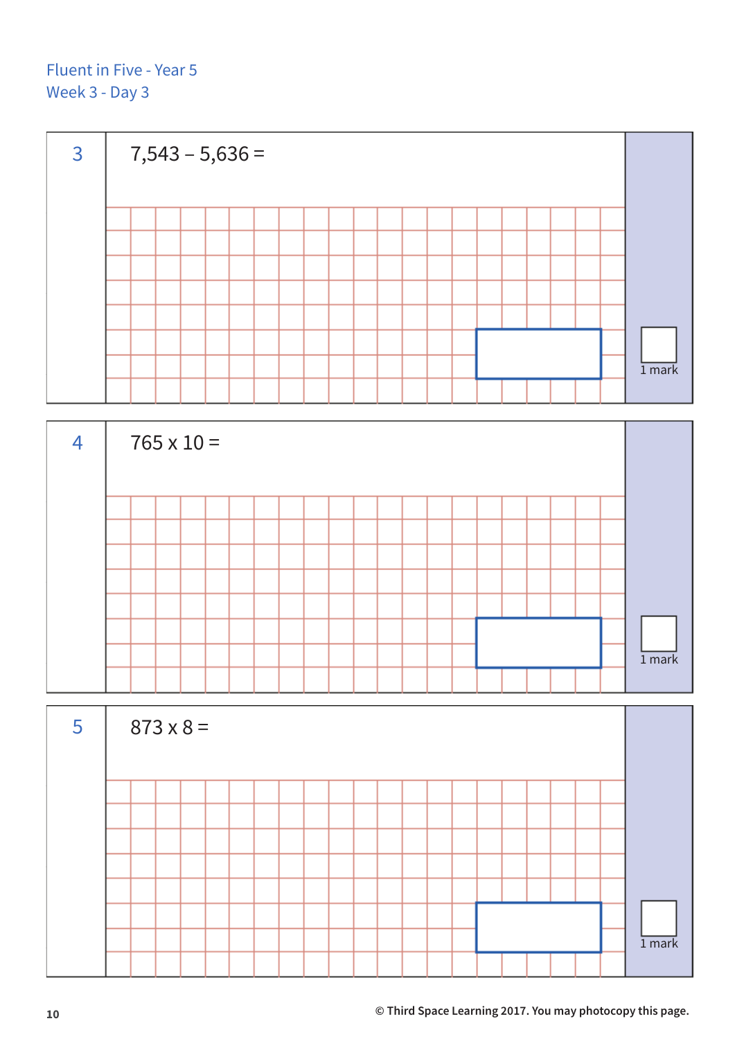Fluent in Five - Year 5
Week 3 - Day 3

**3** $7{,}543 - 5{,}636 =$

1 mark

**4** $765 \times 10 =$

1 mark

**5** $873 \times 8 =$

1 mark

© Third Space Learning 2017. You may photocopy this page.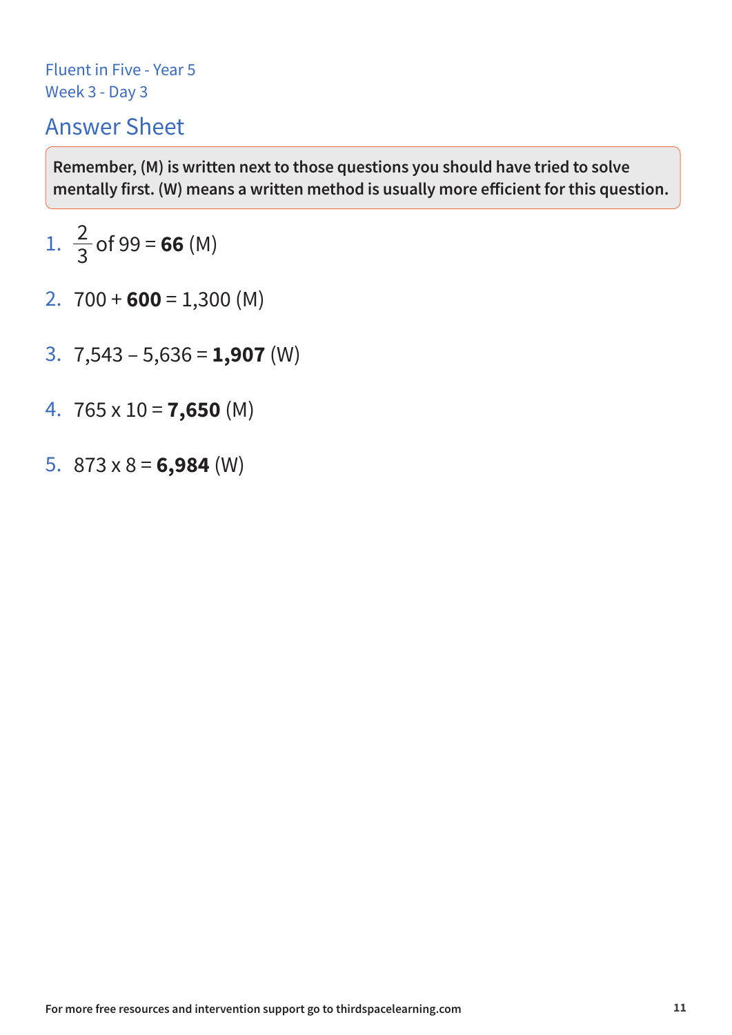Fluent in Five - Year 5
Week 3 - Day 3

# Answer Sheet

**Remember, (M) is written next to those questions you should have tried to solve mentally first. (W) means a written method is usually more efficient for this question.**

1. $\frac{2}{3}$ of 99 = **66** (M)

2. 700 + **600** = 1,300 (M)

3. 7,543 – 5,636 = **1,907** (W)

4. 765 x 10 = **7,650** (M)

5. 873 x 8 = **6,984** (W)

For more free resources and intervention support go to thirdspacelearning.com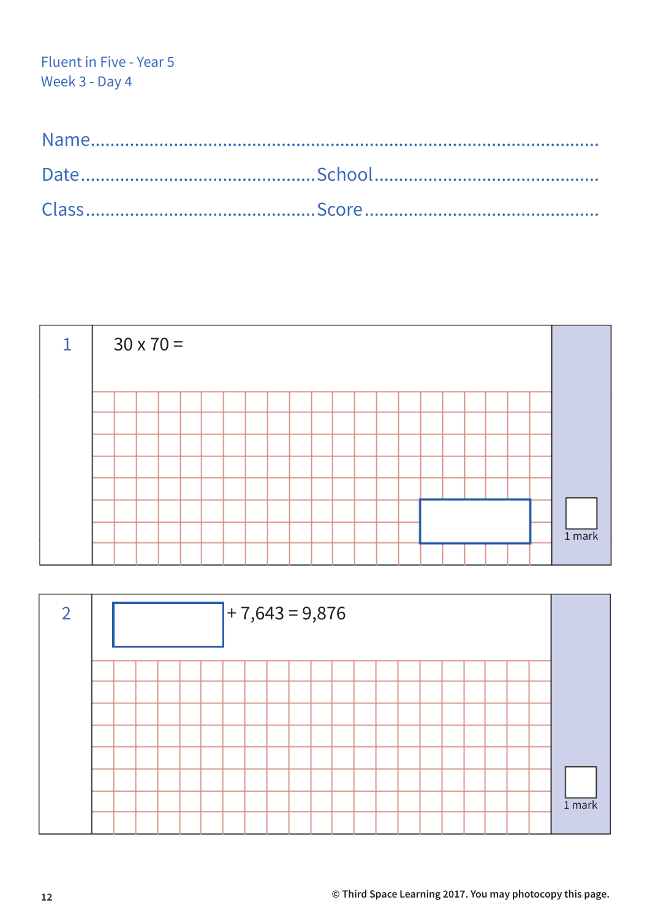Fluent in Five - Year 5
Week 3 - Day 4

Name.......................................................................................................

Date.............................................School.............................................

Class.............................................Score..............................................

**1** 

30 x 70 = 

1 mark

**2** 

+ 7,643 = 9,876

1 mark

© Third Space Learning 2017. You may photocopy this page.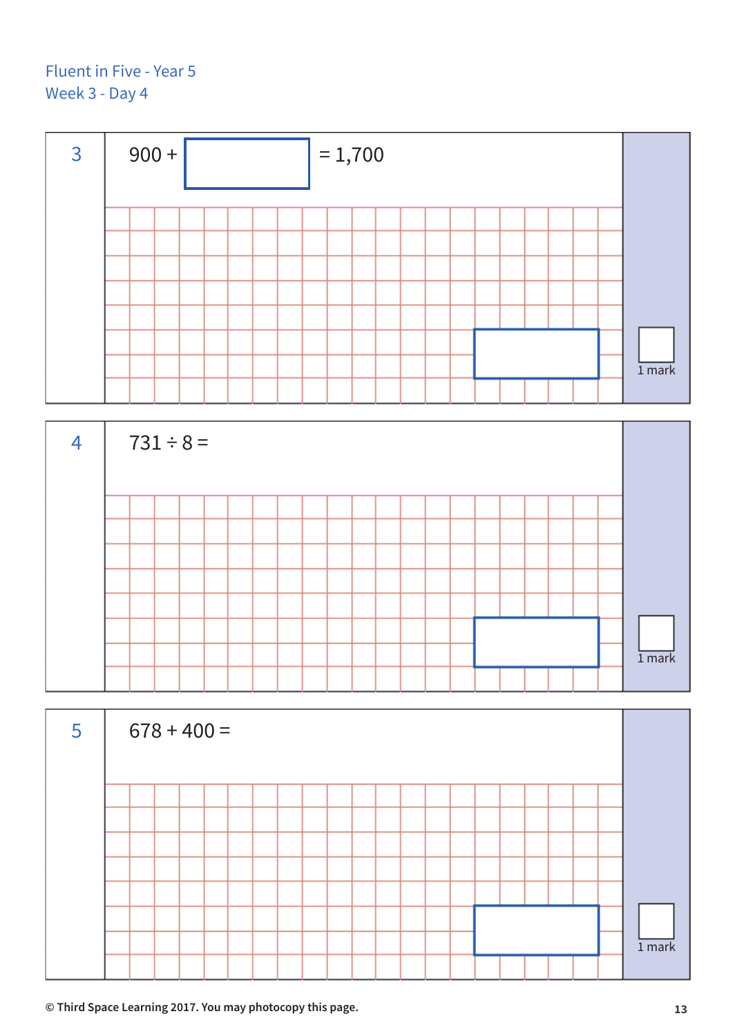Fluent in Five - Year 5
Week 3 - Day 4

**3** $900 + \square = 1{,}700$

1 mark

**4** $731 \div 8 =$

1 mark

**5** $678 + 400 =$

1 mark

© Third Space Learning 2017. You may photocopy this page.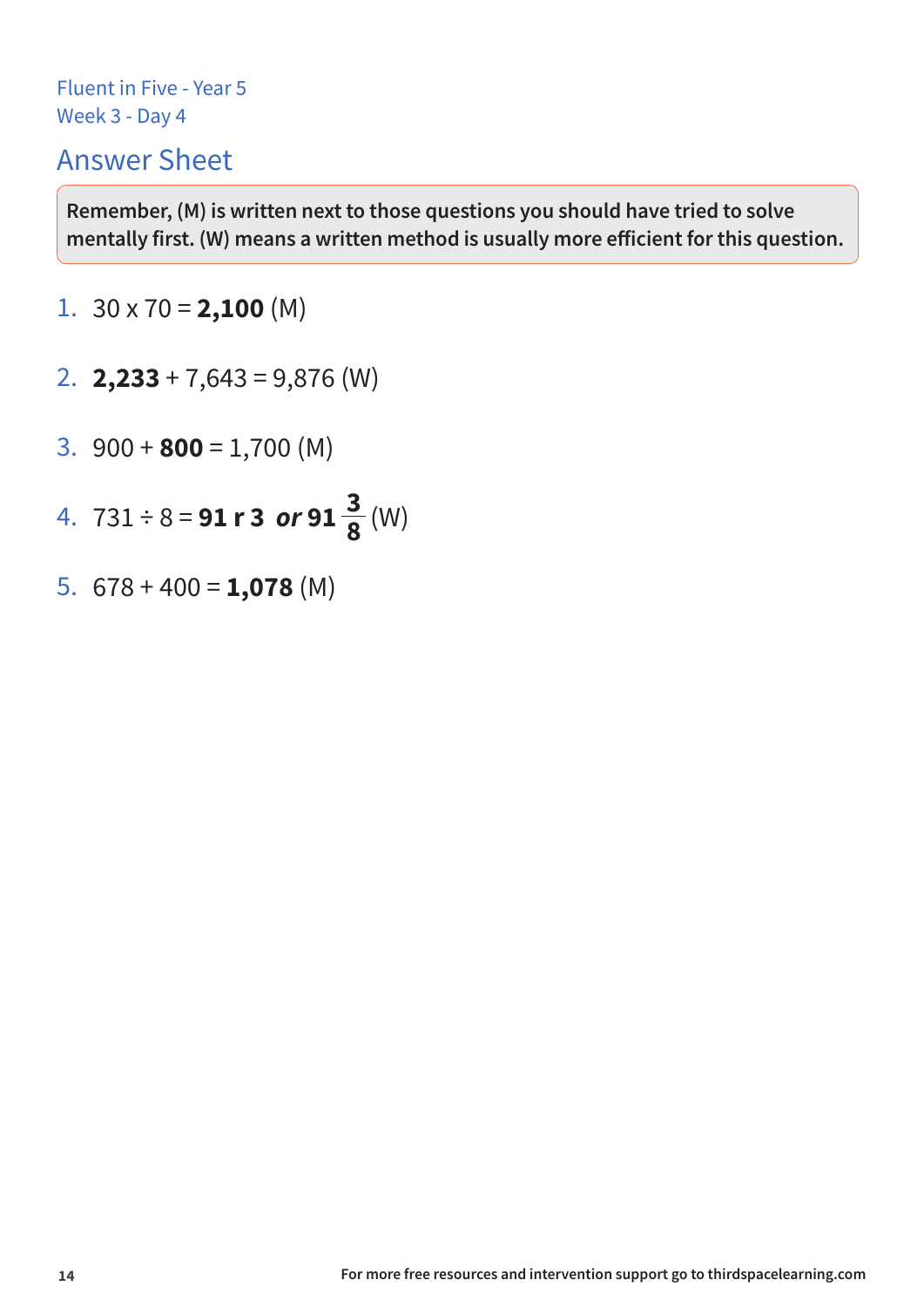Fluent in Five - Year 5
Week 3 - Day 4

## Answer Sheet

**Remember, (M) is written next to those questions you should have tried to solve mentally first. (W) means a written method is usually more efficient for this question.**

1. 30 x 70 = **2,100** (M)

2. **2,233** + 7,643 = 9,876 (W)

3. 900 + **800** = 1,700 (M)

4. 731 ÷ 8 = **91 r 3** ***or*** **91** $\frac{3}{8}$ (W)

5. 678 + 400 = **1,078** (M)

For more free resources and intervention support go to thirdspacelearning.com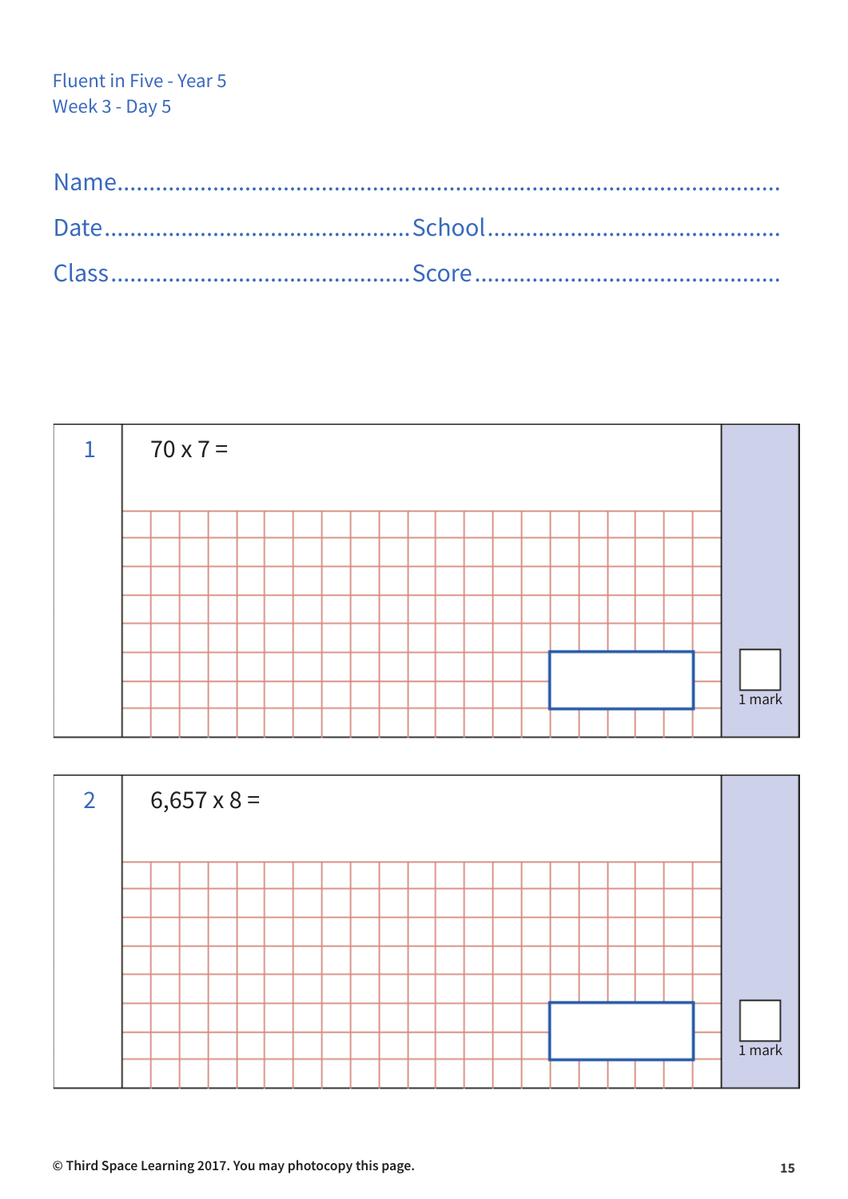Fluent in Five - Year 5
Week 3 - Day 5

Name..........................................................................................

Date.............................................School..............................................

Class...........................................Score................................................

**1** 70 x 7 =

1 mark

**2** 6,657 x 8 =

1 mark

© Third Space Learning 2017. You may photocopy this page.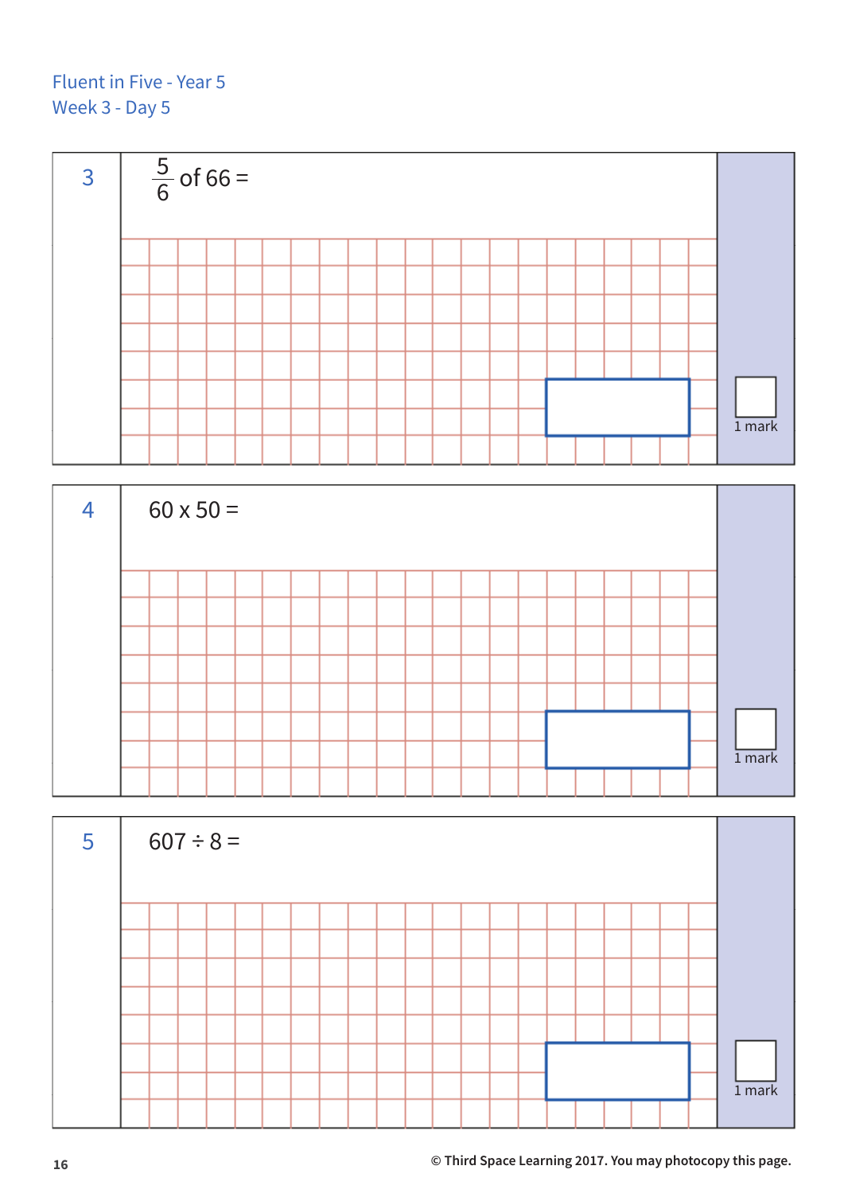Fluent in Five - Year 5
Week 3 - Day 5

**3** $\frac{5}{6}$ of 66 =

1 mark

**4** 60 x 50 =

1 mark

**5** 607 ÷ 8 =

1 mark

© Third Space Learning 2017. You may photocopy this page.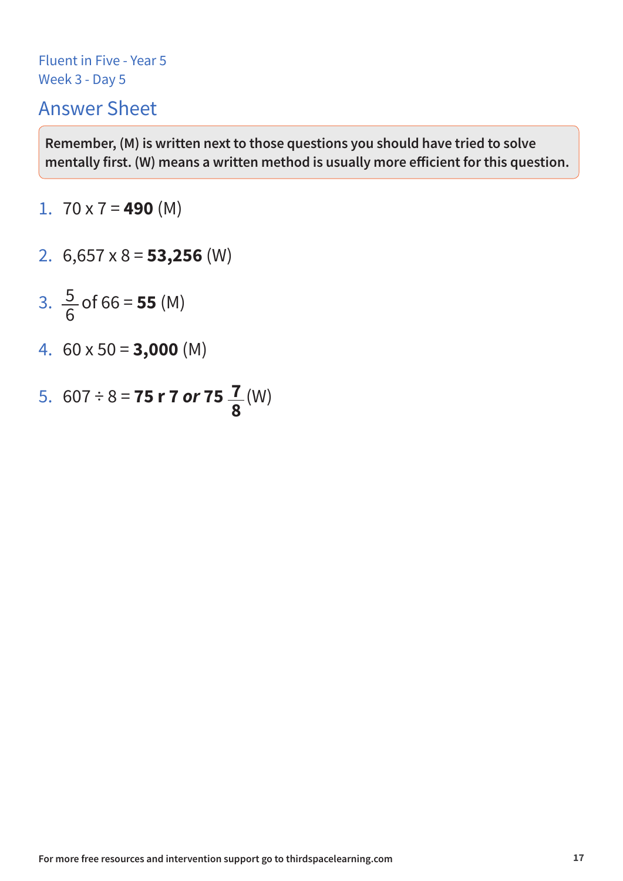Fluent in Five - Year 5
Week 3 - Day 5

## Answer Sheet

**Remember, (M) is written next to those questions you should have tried to solve mentally first. (W) means a written method is usually more efficient for this question.**

1. 70 x 7 = **490** (M)

2. 6,657 x 8 = **53,256** (W)

3. $\frac{5}{6}$ of 66 = **55** (M)

4. 60 x 50 = **3,000** (M)

5. 607 ÷ 8 = **75 r 7** ***or*** **75** $\mathbf{\frac{7}{8}}$ (W)

**For more free resources and intervention support go to thirdspacelearning.com**